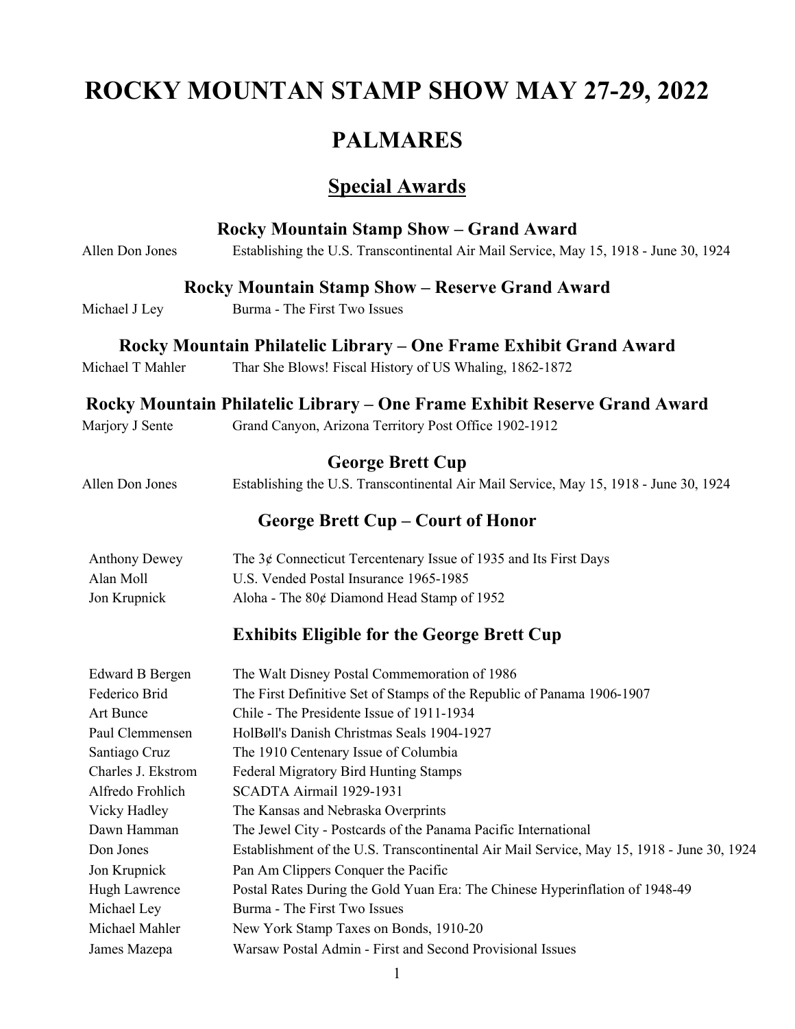# ROCKY MOUNTAIN STAMP SHOW MAY 27-29, 2022

# PALMARES

## Special Awards

### Rocky Mountain Stamp Show – Grand Award

Allen Don Jones — Establishing the U.S. Transcontinental Air Mail Service, May 15, 1918 - June 30, 1924

### Rocky Mountain Stamp Show – Reserve Grand Award

Michael J Ley — Burma - The First Two Issues

### Rocky Mountain Philatelic Library – One Frame Exhibit Grand Award

Michael T Mahler — Thar She Blows! Fiscal History of US Whaling, 1862-1872

### Rocky Mountain Philatelic Library – One Frame Exhibit Reserve Grand Award

Marjory J Sente — Grand Canyon, Arizona Territory Post Office 1902-1912

### George Brett Cup

Allen Don Jones — Establishing the U.S. Transcontinental Air Mail Service, May 15, 1918 - June 30, 1924

### George Brett Cup – Court of Honor

| | |
|---|---|
| Anthony Dewey | The 3¢ Connecticut Tercentenary Issue of 1935 and Its First Days |
| Alan Moll | U.S. Vended Postal Insurance 1965-1985 |
| Jon Krupnick | Aloha - The 80¢ Diamond Head Stamp of 1952 |

### Exhibits Eligible for the George Brett Cup

| | |
|---|---|
| Edward B Bergen | The Walt Disney Postal Commemoration of 1986 |
| Federico Brid | The First Definitive Set of Stamps of the Republic of Panama 1906-1907 |
| Art Bunce | Chile - The Presidente Issue of 1911-1934 |
| Paul Clemmensen | HolBøll's Danish Christmas Seals 1904-1927 |
| Santiago Cruz | The 1910 Centenary Issue of Columbia |
| Charles J. Ekstrom | Federal Migratory Bird Hunting Stamps |
| Alfredo Frohlich | SCADTA Airmail 1929-1931 |
| Vicky Hadley | The Kansas and Nebraska Overprints |
| Dawn Hamman | The Jewel City - Postcards of the Panama Pacific International |
| Don Jones | Establishment of the U.S. Transcontinental Air Mail Service, May 15, 1918 - June 30, 1924 |
| Jon Krupnick | Pan Am Clippers Conquer the Pacific |
| Hugh Lawrence | Postal Rates During the Gold Yuan Era: The Chinese Hyperinflation of 1948-49 |
| Michael Ley | Burma - The First Two Issues |
| Michael Mahler | New York Stamp Taxes on Bonds, 1910-20 |
| James Mazepa | Warsaw Postal Admin - First and Second Provisional Issues |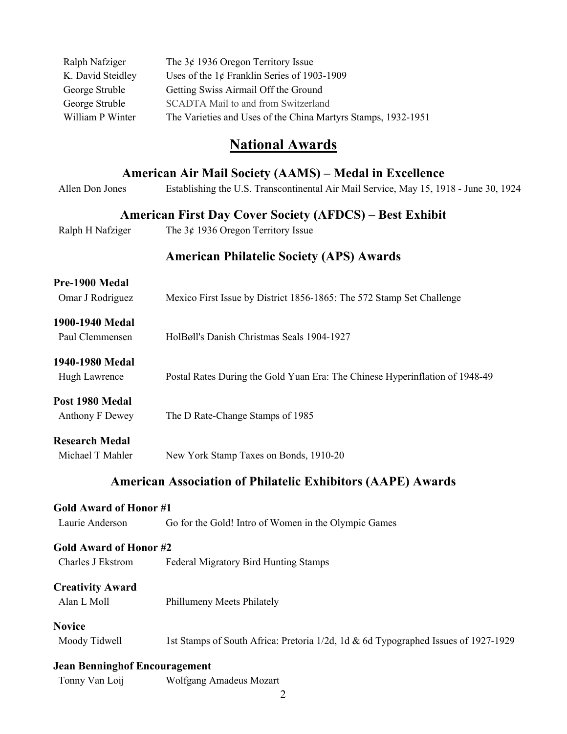| | |
|---|---|
| Ralph Nafziger | The 3¢ 1936 Oregon Territory Issue |
| K. David Steidley | Uses of the 1¢ Franklin Series of 1903-1909 |
| George Struble | Getting Swiss Airmail Off the Ground |
| George Struble | SCADTA Mail to and from Switzerland |
| William P Winter | The Varieties and Uses of the China Martyrs Stamps, 1932-1951 |

# National Awards

## American Air Mail Society (AAMS) – Medal in Excellence

Allen Don Jones — Establishing the U.S. Transcontinental Air Mail Service, May 15, 1918 - June 30, 1924

## American First Day Cover Society (AFDCS) – Best Exhibit

Ralph H Nafziger — The 3¢ 1936 Oregon Territory Issue

## American Philatelic Society (APS) Awards

**Pre-1900 Medal**

Omar J Rodriguez — Mexico First Issue by District 1856-1865: The 572 Stamp Set Challenge

**1900-1940 Medal**

Paul Clemmensen — HolBøll's Danish Christmas Seals 1904-1927

**1940-1980 Medal**

Hugh Lawrence — Postal Rates During the Gold Yuan Era: The Chinese Hyperinflation of 1948-49

**Post 1980 Medal**

Anthony F Dewey — The D Rate-Change Stamps of 1985

**Research Medal**

Michael T Mahler — New York Stamp Taxes on Bonds, 1910-20

## American Association of Philatelic Exhibitors (AAPE) Awards

**Gold Award of Honor #1**

Laurie Anderson — Go for the Gold! Intro of Women in the Olympic Games

**Gold Award of Honor #2**

Charles J Ekstrom — Federal Migratory Bird Hunting Stamps

**Creativity Award**

Alan L Moll — Phillumeny Meets Philately

**Novice**

Moody Tidwell — 1st Stamps of South Africa: Pretoria 1/2d, 1d & 6d Typographed Issues of 1927-1929

**Jean Benninghof Encouragement**

Tonny Van Loij — Wolfgang Amadeus Mozart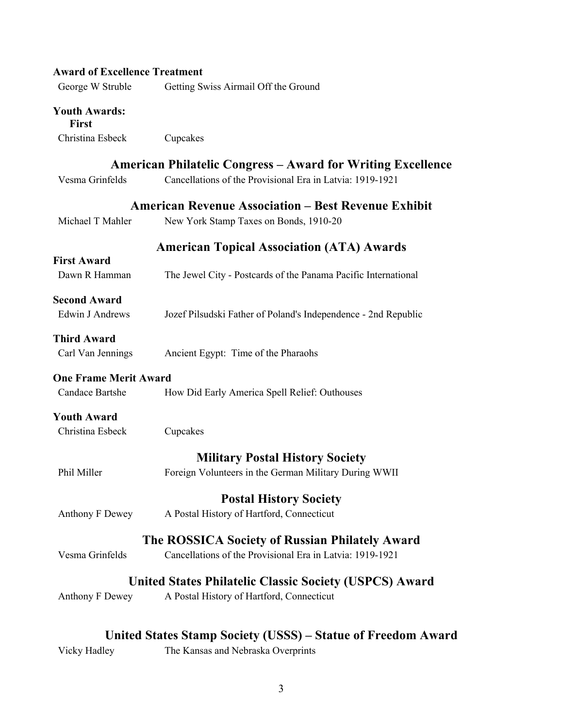**Award of Excellence Treatment**

George W Struble — Getting Swiss Airmail Off the Ground

**Youth Awards:**

**First**

Christina Esbeck — Cupcakes

## American Philatelic Congress – Award for Writing Excellence

Vesma Grinfelds — Cancellations of the Provisional Era in Latvia: 1919-1921

## American Revenue Association – Best Revenue Exhibit

Michael T Mahler — New York Stamp Taxes on Bonds, 1910-20

## American Topical Association (ATA) Awards

**First Award**

Dawn R Hamman — The Jewel City - Postcards of the Panama Pacific International

**Second Award**

Edwin J Andrews — Jozef Pilsudski Father of Poland's Independence - 2nd Republic

**Third Award**

Carl Van Jennings — Ancient Egypt: Time of the Pharaohs

**One Frame Merit Award**

Candace Bartshe — How Did Early America Spell Relief: Outhouses

**Youth Award**

Christina Esbeck — Cupcakes

## Military Postal History Society

Phil Miller — Foreign Volunteers in the German Military During WWII

## Postal History Society

Anthony F Dewey — A Postal History of Hartford, Connecticut

## The ROSSICA Society of Russian Philately Award

Vesma Grinfelds — Cancellations of the Provisional Era in Latvia: 1919-1921

## United States Philatelic Classic Society (USPCS) Award

Anthony F Dewey — A Postal History of Hartford, Connecticut

## United States Stamp Society (USSS) – Statue of Freedom Award

Vicky Hadley — The Kansas and Nebraska Overprints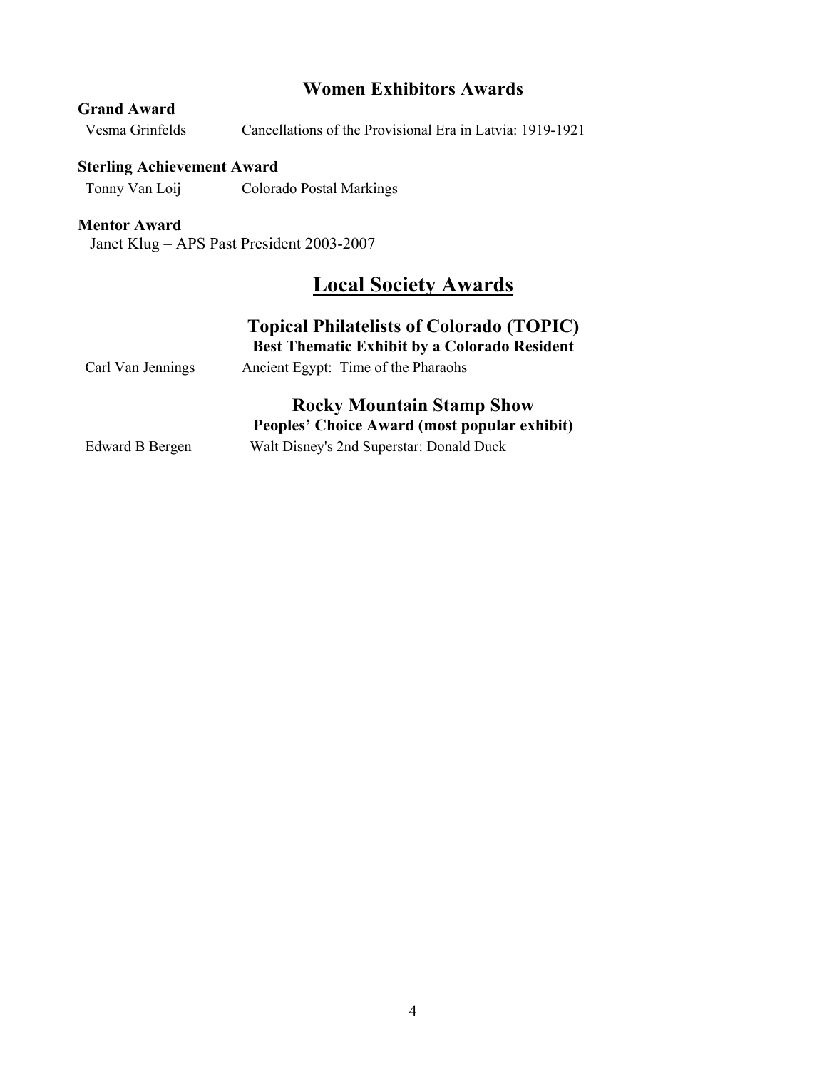## Women Exhibitors Awards

**Grand Award**

Vesma Grinfelds — Cancellations of the Provisional Era in Latvia: 1919-1921

**Sterling Achievement Award**

Tonny Van Loij — Colorado Postal Markings

**Mentor Award**

Janet Klug – APS Past President 2003-2007

# Local Society Awards

## Topical Philatelists of Colorado (TOPIC)

### Best Thematic Exhibit by a Colorado Resident

Carl Van Jennings — Ancient Egypt: Time of the Pharaohs

## Rocky Mountain Stamp Show

### Peoples' Choice Award (most popular exhibit)

Edward B Bergen — Walt Disney's 2nd Superstar: Donald Duck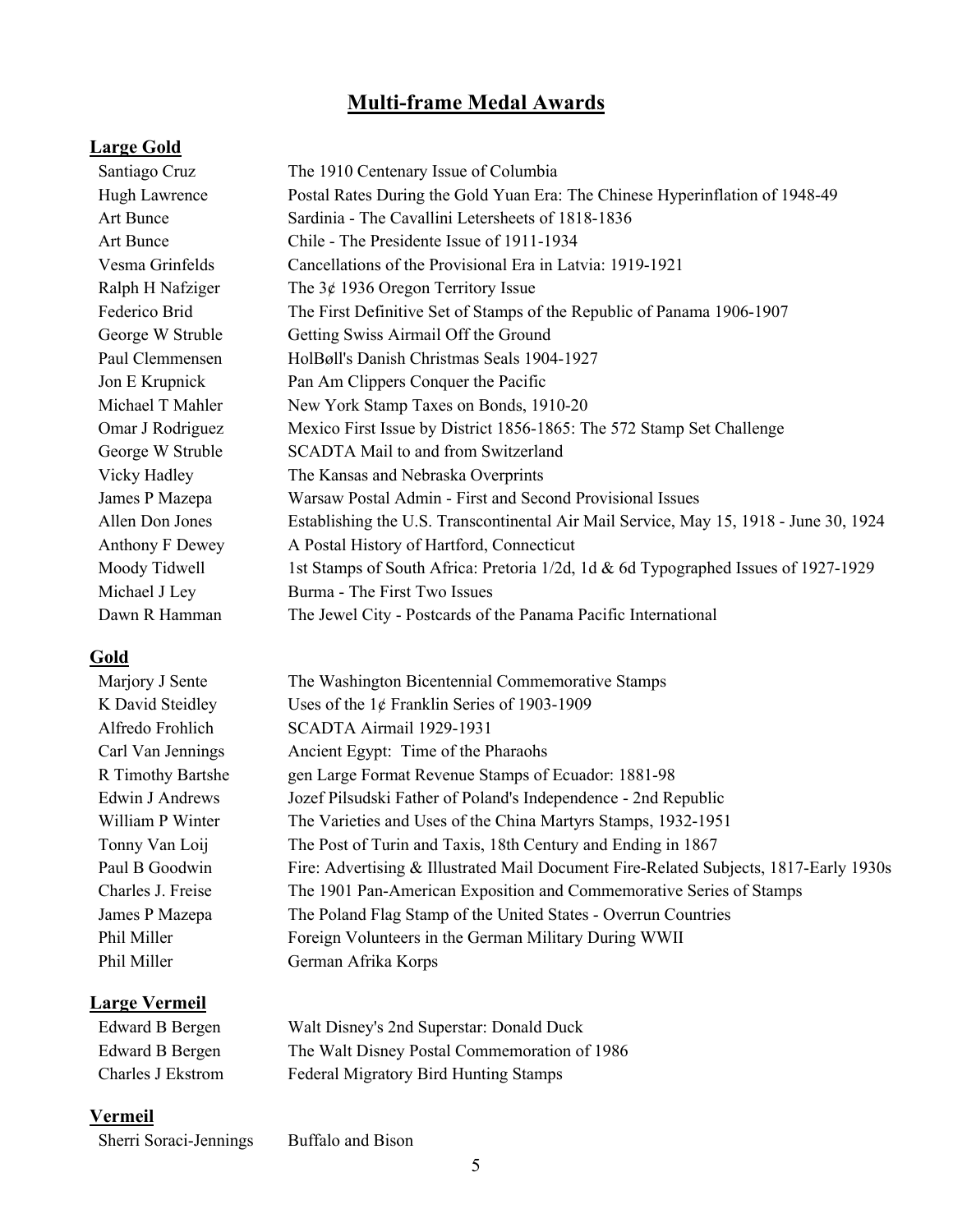# Multi-frame Medal Awards

## Large Gold

| | |
|---|---|
| Santiago Cruz | The 1910 Centenary Issue of Columbia |
| Hugh Lawrence | Postal Rates During the Gold Yuan Era: The Chinese Hyperinflation of 1948-49 |
| Art Bunce | Sardinia - The Cavallini Letersheets of 1818-1836 |
| Art Bunce | Chile - The Presidente Issue of 1911-1934 |
| Vesma Grinfelds | Cancellations of the Provisional Era in Latvia: 1919-1921 |
| Ralph H Nafziger | The 3¢ 1936 Oregon Territory Issue |
| Federico Brid | The First Definitive Set of Stamps of the Republic of Panama 1906-1907 |
| George W Struble | Getting Swiss Airmail Off the Ground |
| Paul Clemmensen | HolBøll's Danish Christmas Seals 1904-1927 |
| Jon E Krupnick | Pan Am Clippers Conquer the Pacific |
| Michael T Mahler | New York Stamp Taxes on Bonds, 1910-20 |
| Omar J Rodriguez | Mexico First Issue by District 1856-1865: The 572 Stamp Set Challenge |
| George W Struble | SCADTA Mail to and from Switzerland |
| Vicky Hadley | The Kansas and Nebraska Overprints |
| James P Mazepa | Warsaw Postal Admin - First and Second Provisional Issues |
| Allen Don Jones | Establishing the U.S. Transcontinental Air Mail Service, May 15, 1918 - June 30, 1924 |
| Anthony F Dewey | A Postal History of Hartford, Connecticut |
| Moody Tidwell | 1st Stamps of South Africa: Pretoria 1/2d, 1d & 6d Typographed Issues of 1927-1929 |
| Michael J Ley | Burma - The First Two Issues |
| Dawn R Hamman | The Jewel City - Postcards of the Panama Pacific International |

## Gold

| | |
|---|---|
| Marjory J Sente | The Washington Bicentennial Commemorative Stamps |
| K David Steidley | Uses of the 1¢ Franklin Series of 1903-1909 |
| Alfredo Frohlich | SCADTA Airmail 1929-1931 |
| Carl Van Jennings | Ancient Egypt: Time of the Pharaohs |
| R Timothy Bartshe | gen Large Format Revenue Stamps of Ecuador: 1881-98 |
| Edwin J Andrews | Jozef Pilsudski Father of Poland's Independence - 2nd Republic |
| William P Winter | The Varieties and Uses of the China Martyrs Stamps, 1932-1951 |
| Tonny Van Loij | The Post of Turin and Taxis, 18th Century and Ending in 1867 |
| Paul B Goodwin | Fire: Advertising & Illustrated Mail Document Fire-Related Subjects, 1817-Early 1930s |
| Charles J. Freise | The 1901 Pan-American Exposition and Commemorative Series of Stamps |
| James P Mazepa | The Poland Flag Stamp of the United States - Overrun Countries |
| Phil Miller | Foreign Volunteers in the German Military During WWII |
| Phil Miller | German Afrika Korps |

## Large Vermeil

| | |
|---|---|
| Edward B Bergen | Walt Disney's 2nd Superstar: Donald Duck |
| Edward B Bergen | The Walt Disney Postal Commemoration of 1986 |
| Charles J Ekstrom | Federal Migratory Bird Hunting Stamps |

## Vermeil

| | |
|---|---|
| Sherri Soraci-Jennings | Buffalo and Bison |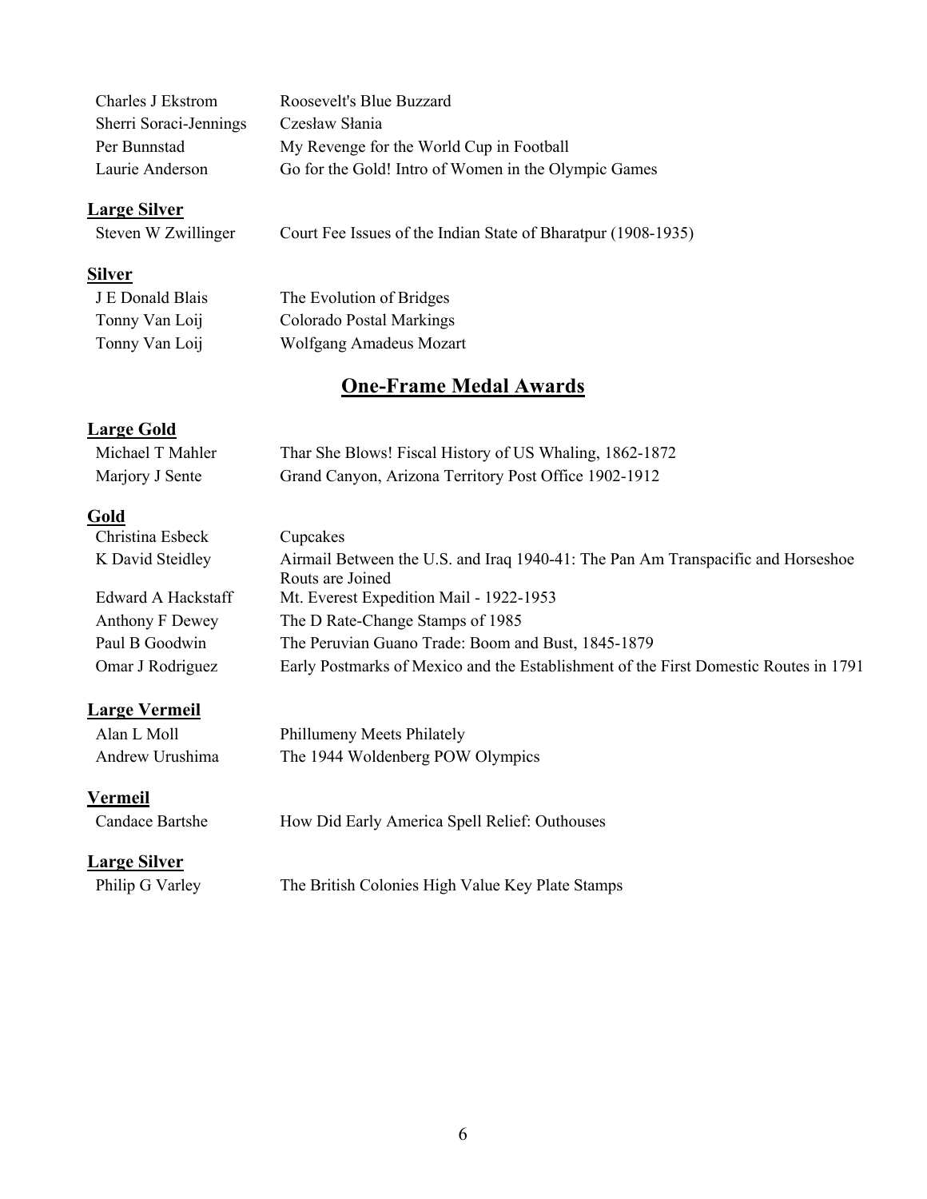| | |
|---|---|
| Charles J Ekstrom | Roosevelt's Blue Buzzard |
| Sherri Soraci-Jennings | Czesław Słania |
| Per Bunnstad | My Revenge for the World Cup in Football |
| Laurie Anderson | Go for the Gold! Intro of Women in the Olympic Games |

**Large Silver**

| | |
|---|---|
| Steven W Zwillinger | Court Fee Issues of the Indian State of Bharatpur (1908-1935) |

**Silver**

| | |
|---|---|
| J E Donald Blais | The Evolution of Bridges |
| Tonny Van Loij | Colorado Postal Markings |
| Tonny Van Loij | Wolfgang Amadeus Mozart |

## One-Frame Medal Awards

**Large Gold**

| | |
|---|---|
| Michael T Mahler | Thar She Blows! Fiscal History of US Whaling, 1862-1872 |
| Marjory J Sente | Grand Canyon, Arizona Territory Post Office 1902-1912 |

**Gold**

| | |
|---|---|
| Christina Esbeck | Cupcakes |
| K David Steidley | Airmail Between the U.S. and Iraq 1940-41: The Pan Am Transpacific and Horseshoe Routs are Joined |
| Edward A Hackstaff | Mt. Everest Expedition Mail - 1922-1953 |
| Anthony F Dewey | The D Rate-Change Stamps of 1985 |
| Paul B Goodwin | The Peruvian Guano Trade: Boom and Bust, 1845-1879 |
| Omar J Rodriguez | Early Postmarks of Mexico and the Establishment of the First Domestic Routes in 1791 |

**Large Vermeil**

| | |
|---|---|
| Alan L Moll | Phillumeny Meets Philately |
| Andrew Urushima | The 1944 Woldenberg POW Olympics |

**Vermeil**

| | |
|---|---|
| Candace Bartshe | How Did Early America Spell Relief: Outhouses |

**Large Silver**

| | |
|---|---|
| Philip G Varley | The British Colonies High Value Key Plate Stamps |